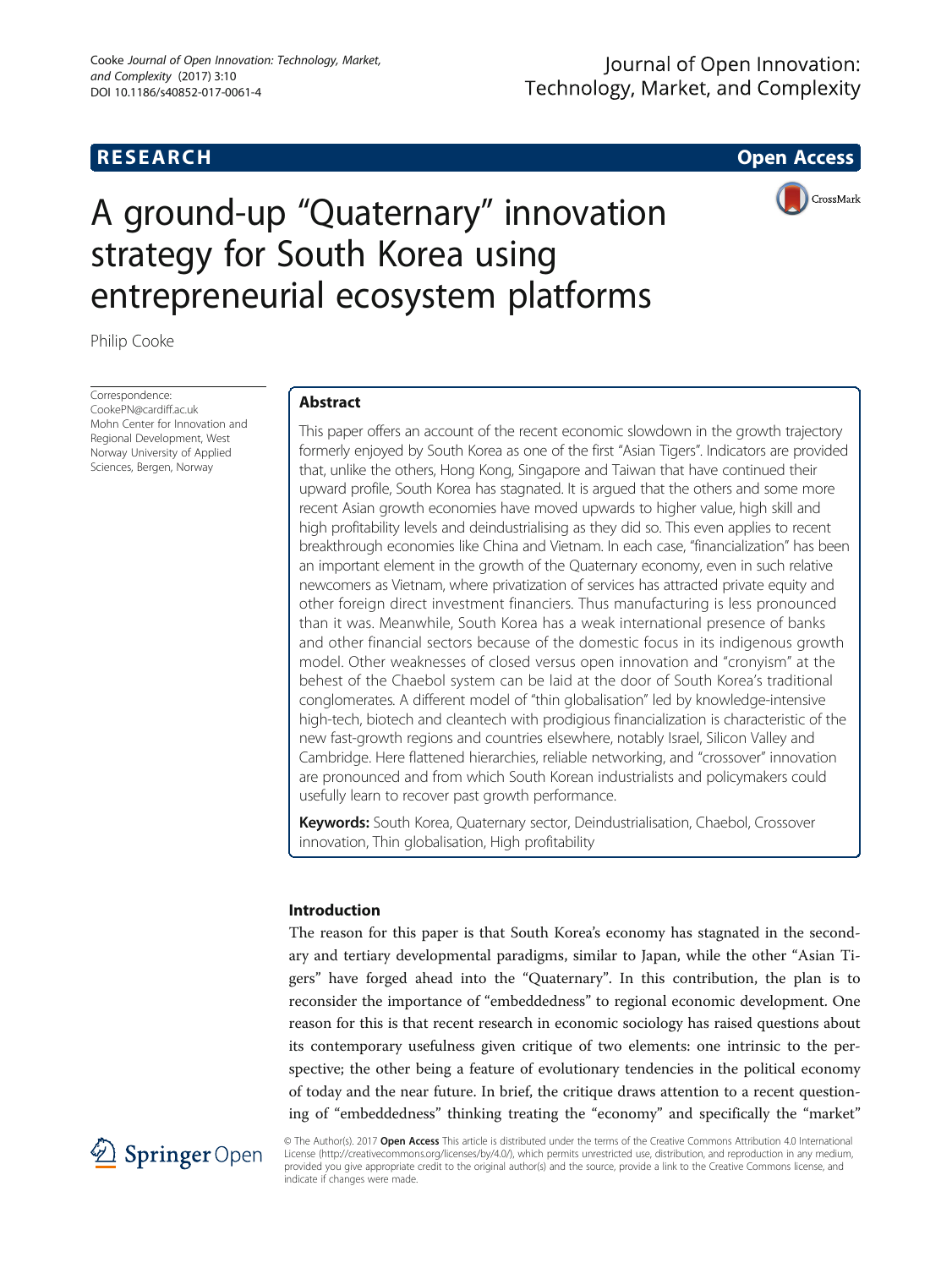# A ground-up "Quaternary" innovation strategy for South Korea using entrepreneurial ecosystem platforms

Philip Cooke

Correspondence: CookePN@cardiff.ac.uk
Mohn Center for Innovation and Regional Development, West Norway University of Applied Sciences, Bergen, Norway

## Abstract

This paper offers an account of the recent economic slowdown in the growth trajectory formerly enjoyed by South Korea as one of the first "Asian Tigers". Indicators are provided that, unlike the others, Hong Kong, Singapore and Taiwan that have continued their upward profile, South Korea has stagnated. It is argued that the others and some more recent Asian growth economies have moved upwards to higher value, high skill and high profitability levels and deindustrialising as they did so. This even applies to recent breakthrough economies like China and Vietnam. In each case, "financialization" has been an important element in the growth of the Quaternary economy, even in such relative newcomers as Vietnam, where privatization of services has attracted private equity and other foreign direct investment financiers. Thus manufacturing is less pronounced than it was. Meanwhile, South Korea has a weak international presence of banks and other financial sectors because of the domestic focus in its indigenous growth model. Other weaknesses of closed versus open innovation and "cronyism" at the behest of the Chaebol system can be laid at the door of South Korea's traditional conglomerates. A different model of "thin globalisation" led by knowledge-intensive high-tech, biotech and cleantech with prodigious financialization is characteristic of the new fast-growth regions and countries elsewhere, notably Israel, Silicon Valley and Cambridge. Here flattened hierarchies, reliable networking, and "crossover" innovation are pronounced and from which South Korean industrialists and policymakers could usefully learn to recover past growth performance.

**Keywords:** South Korea, Quaternary sector, Deindustrialisation, Chaebol, Crossover innovation, Thin globalisation, High profitability

## Introduction

The reason for this paper is that South Korea's economy has stagnated in the secondary and tertiary developmental paradigms, similar to Japan, while the other "Asian Tigers" have forged ahead into the "Quaternary". In this contribution, the plan is to reconsider the importance of "embeddedness" to regional economic development. One reason for this is that recent research in economic sociology has raised questions about its contemporary usefulness given critique of two elements: one intrinsic to the perspective; the other being a feature of evolutionary tendencies in the political economy of today and the near future. In brief, the critique draws attention to a recent questioning of "embeddedness" thinking treating the "economy" and specifically the "market"

© The Author(s). 2017 **Open Access** This article is distributed under the terms of the Creative Commons Attribution 4.0 International License (http://creativecommons.org/licenses/by/4.0/), which permits unrestricted use, distribution, and reproduction in any medium, provided you give appropriate credit to the original author(s) and the source, provide a link to the Creative Commons license, and indicate if changes were made.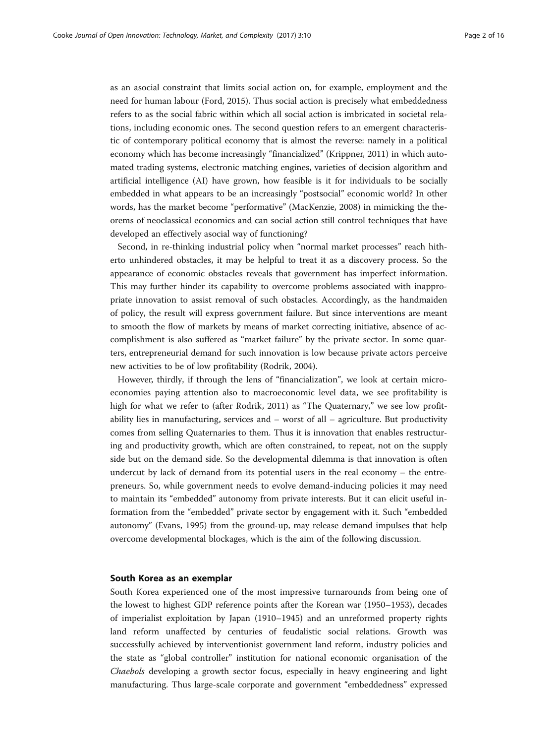as an asocial constraint that limits social action on, for example, employment and the need for human labour (Ford, 2015). Thus social action is precisely what embeddedness refers to as the social fabric within which all social action is imbricated in societal relations, including economic ones. The second question refers to an emergent characteristic of contemporary political economy that is almost the reverse: namely in a political economy which has become increasingly "financialized" (Krippner, 2011) in which automated trading systems, electronic matching engines, varieties of decision algorithm and artificial intelligence (AI) have grown, how feasible is it for individuals to be socially embedded in what appears to be an increasingly "postsocial" economic world? In other words, has the market become "performative" (MacKenzie, 2008) in mimicking the theorems of neoclassical economics and can social action still control techniques that have developed an effectively asocial way of functioning?

Second, in re-thinking industrial policy when "normal market processes" reach hitherto unhindered obstacles, it may be helpful to treat it as a discovery process. So the appearance of economic obstacles reveals that government has imperfect information. This may further hinder its capability to overcome problems associated with inappropriate innovation to assist removal of such obstacles. Accordingly, as the handmaiden of policy, the result will express government failure. But since interventions are meant to smooth the flow of markets by means of market correcting initiative, absence of accomplishment is also suffered as "market failure" by the private sector. In some quarters, entrepreneurial demand for such innovation is low because private actors perceive new activities to be of low profitability (Rodrik, 2004).

However, thirdly, if through the lens of "financialization", we look at certain microeconomies paying attention also to macroeconomic level data, we see profitability is high for what we refer to (after Rodrik, 2011) as "The Quaternary," we see low profitability lies in manufacturing, services and – worst of all – agriculture. But productivity comes from selling Quaternaries to them. Thus it is innovation that enables restructuring and productivity growth, which are often constrained, to repeat, not on the supply side but on the demand side. So the developmental dilemma is that innovation is often undercut by lack of demand from its potential users in the real economy – the entrepreneurs. So, while government needs to evolve demand-inducing policies it may need to maintain its "embedded" autonomy from private interests. But it can elicit useful information from the "embedded" private sector by engagement with it. Such "embedded autonomy" (Evans, 1995) from the ground-up, may release demand impulses that help overcome developmental blockages, which is the aim of the following discussion.

## South Korea as an exemplar

South Korea experienced one of the most impressive turnarounds from being one of the lowest to highest GDP reference points after the Korean war (1950–1953), decades of imperialist exploitation by Japan (1910–1945) and an unreformed property rights land reform unaffected by centuries of feudalistic social relations. Growth was successfully achieved by interventionist government land reform, industry policies and the state as "global controller" institution for national economic organisation of the *Chaebols* developing a growth sector focus, especially in heavy engineering and light manufacturing. Thus large-scale corporate and government "embeddedness" expressed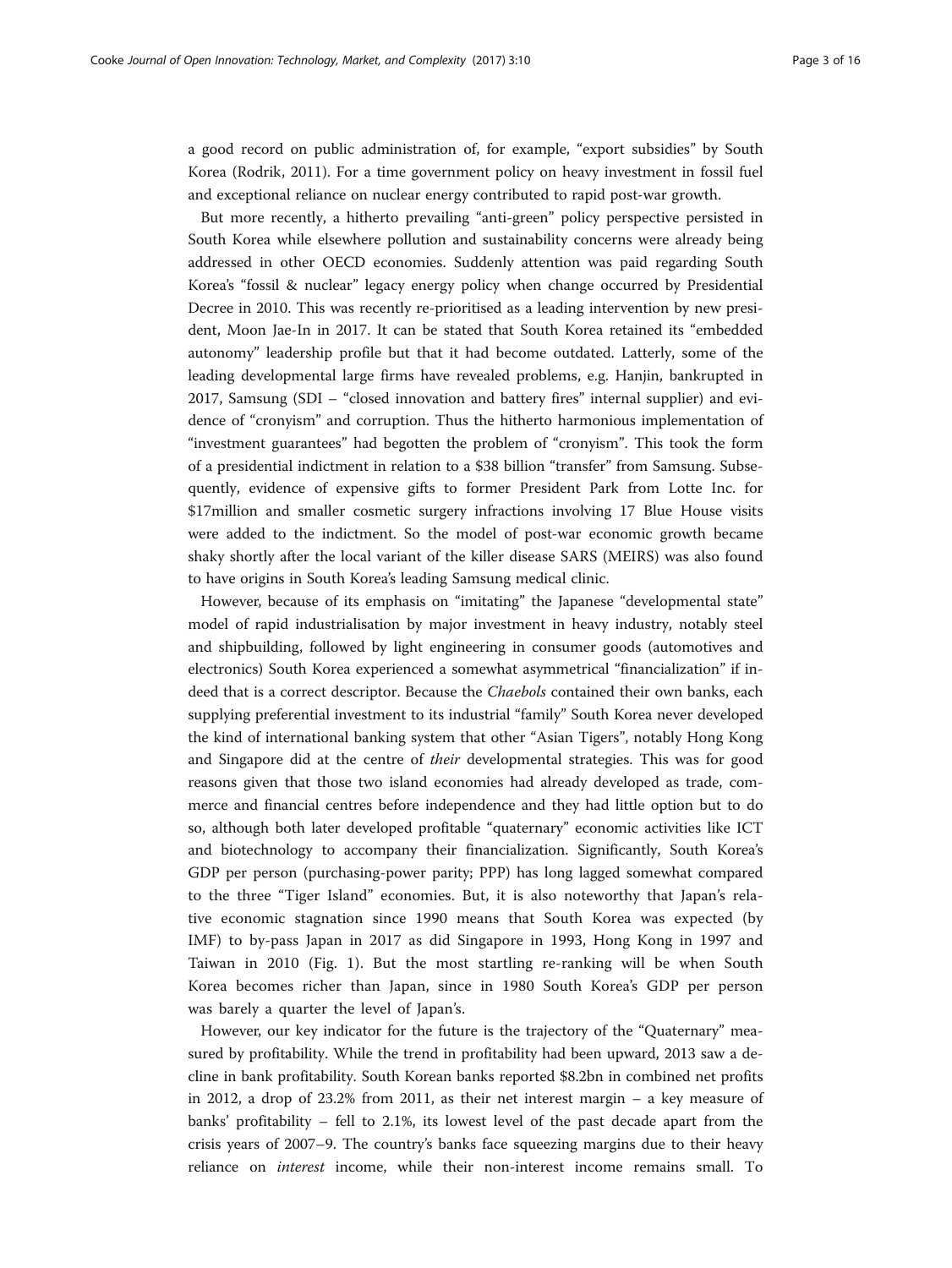a good record on public administration of, for example, "export subsidies" by South Korea (Rodrik, 2011). For a time government policy on heavy investment in fossil fuel and exceptional reliance on nuclear energy contributed to rapid post-war growth.

But more recently, a hitherto prevailing "anti-green" policy perspective persisted in South Korea while elsewhere pollution and sustainability concerns were already being addressed in other OECD economies. Suddenly attention was paid regarding South Korea's "fossil & nuclear" legacy energy policy when change occurred by Presidential Decree in 2010. This was recently re-prioritised as a leading intervention by new president, Moon Jae-In in 2017. It can be stated that South Korea retained its "embedded autonomy" leadership profile but that it had become outdated. Latterly, some of the leading developmental large firms have revealed problems, e.g. Hanjin, bankrupted in 2017, Samsung (SDI – "closed innovation and battery fires" internal supplier) and evidence of "cronyism" and corruption. Thus the hitherto harmonious implementation of "investment guarantees" had begotten the problem of "cronyism". This took the form of a presidential indictment in relation to a $38 billion "transfer" from Samsung. Subsequently, evidence of expensive gifts to former President Park from Lotte Inc. for $17million and smaller cosmetic surgery infractions involving 17 Blue House visits were added to the indictment. So the model of post-war economic growth became shaky shortly after the local variant of the killer disease SARS (MEIRS) was also found to have origins in South Korea's leading Samsung medical clinic.

However, because of its emphasis on "imitating" the Japanese "developmental state" model of rapid industrialisation by major investment in heavy industry, notably steel and shipbuilding, followed by light engineering in consumer goods (automotives and electronics) South Korea experienced a somewhat asymmetrical "financialization" if indeed that is a correct descriptor. Because the *Chaebols* contained their own banks, each supplying preferential investment to its industrial "family" South Korea never developed the kind of international banking system that other "Asian Tigers", notably Hong Kong and Singapore did at the centre of *their* developmental strategies. This was for good reasons given that those two island economies had already developed as trade, commerce and financial centres before independence and they had little option but to do so, although both later developed profitable "quaternary" economic activities like ICT and biotechnology to accompany their financialization. Significantly, South Korea's GDP per person (purchasing-power parity; PPP) has long lagged somewhat compared to the three "Tiger Island" economies. But, it is also noteworthy that Japan's relative economic stagnation since 1990 means that South Korea was expected (by IMF) to by-pass Japan in 2017 as did Singapore in 1993, Hong Kong in 1997 and Taiwan in 2010 (Fig. 1). But the most startling re-ranking will be when South Korea becomes richer than Japan, since in 1980 South Korea's GDP per person was barely a quarter the level of Japan's.

However, our key indicator for the future is the trajectory of the "Quaternary" measured by profitability. While the trend in profitability had been upward, 2013 saw a decline in bank profitability. South Korean banks reported $8.2bn in combined net profits in 2012, a drop of 23.2% from 2011, as their net interest margin – a key measure of banks' profitability – fell to 2.1%, its lowest level of the past decade apart from the crisis years of 2007–9. The country's banks face squeezing margins due to their heavy reliance on *interest* income, while their non-interest income remains small. To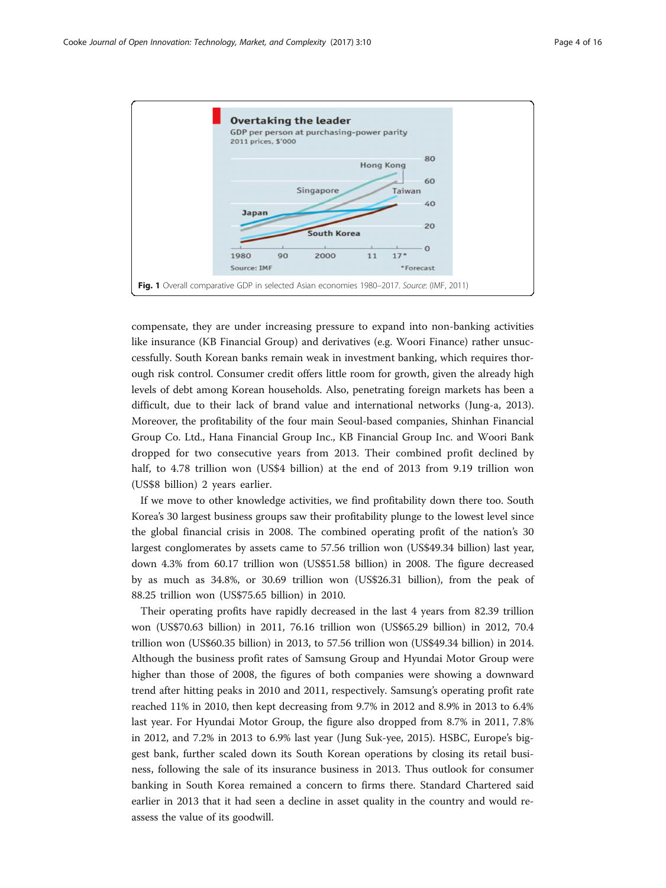Overtaking the leader

GDP per person at purchasing-power parity

2011 prices, $'000

80

60

40

20

0

Hong Kong

Singapore

Taiwan

Japan

South Korea

1980

90

2000

11

17*

Source: IMF

*Forecast

**Fig. 1** Overall comparative GDP in selected Asian economies 1980–2017. *Source*: (IMF, 2011)

compensate, they are under increasing pressure to expand into non-banking activities like insurance (KB Financial Group) and derivatives (e.g. Woori Finance) rather unsuccessfully. South Korean banks remain weak in investment banking, which requires thorough risk control. Consumer credit offers little room for growth, given the already high levels of debt among Korean households. Also, penetrating foreign markets has been a difficult, due to their lack of brand value and international networks (Jung-a, 2013). Moreover, the profitability of the four main Seoul-based companies, Shinhan Financial Group Co. Ltd., Hana Financial Group Inc., KB Financial Group Inc. and Woori Bank dropped for two consecutive years from 2013. Their combined profit declined by half, to 4.78 trillion won (US$4 billion) at the end of 2013 from 9.19 trillion won (US$8 billion) 2 years earlier.

If we move to other knowledge activities, we find profitability down there too. South Korea's 30 largest business groups saw their profitability plunge to the lowest level since the global financial crisis in 2008. The combined operating profit of the nation's 30 largest conglomerates by assets came to 57.56 trillion won (US$49.34 billion) last year, down 4.3% from 60.17 trillion won (US$51.58 billion) in 2008. The figure decreased by as much as 34.8%, or 30.69 trillion won (US$26.31 billion), from the peak of 88.25 trillion won (US$75.65 billion) in 2010.

Their operating profits have rapidly decreased in the last 4 years from 82.39 trillion won (US$70.63 billion) in 2011, 76.16 trillion won (US$65.29 billion) in 2012, 70.4 trillion won (US$60.35 billion) in 2013, to 57.56 trillion won (US$49.34 billion) in 2014. Although the business profit rates of Samsung Group and Hyundai Motor Group were higher than those of 2008, the figures of both companies were showing a downward trend after hitting peaks in 2010 and 2011, respectively. Samsung's operating profit rate reached 11% in 2010, then kept decreasing from 9.7% in 2012 and 8.9% in 2013 to 6.4% last year. For Hyundai Motor Group, the figure also dropped from 8.7% in 2011, 7.8% in 2012, and 7.2% in 2013 to 6.9% last year (Jung Suk-yee, 2015). HSBC, Europe's biggest bank, further scaled down its South Korean operations by closing its retail business, following the sale of its insurance business in 2013. Thus outlook for consumer banking in South Korea remained a concern to firms there. Standard Chartered said earlier in 2013 that it had seen a decline in asset quality in the country and would reassess the value of its goodwill.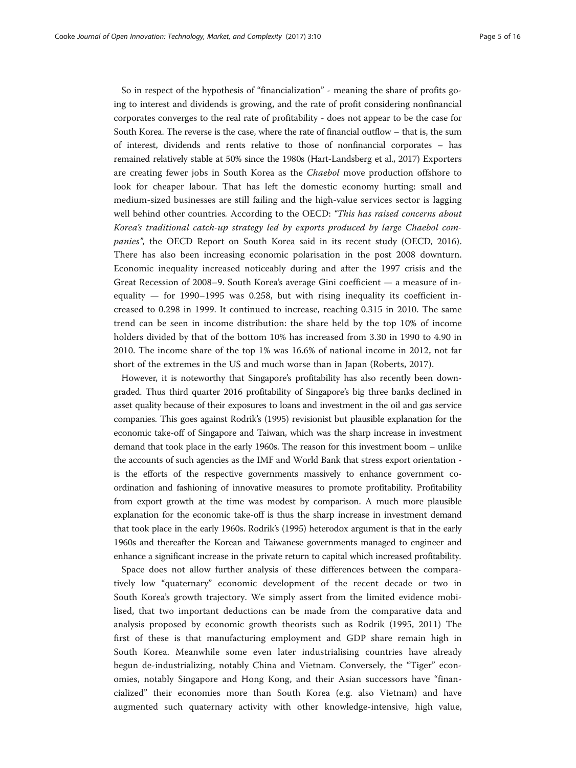So in respect of the hypothesis of "financialization" - meaning the share of profits going to interest and dividends is growing, and the rate of profit considering nonfinancial corporates converges to the real rate of profitability - does not appear to be the case for South Korea. The reverse is the case, where the rate of financial outflow – that is, the sum of interest, dividends and rents relative to those of nonfinancial corporates – has remained relatively stable at 50% since the 1980s (Hart-Landsberg et al., 2017) Exporters are creating fewer jobs in South Korea as the *Chaebol* move production offshore to look for cheaper labour. That has left the domestic economy hurting: small and medium-sized businesses are still failing and the high-value services sector is lagging well behind other countries. According to the OECD: *"This has raised concerns about Korea's traditional catch-up strategy led by exports produced by large Chaebol companies"*, the OECD Report on South Korea said in its recent study (OECD, 2016). There has also been increasing economic polarisation in the post 2008 downturn. Economic inequality increased noticeably during and after the 1997 crisis and the Great Recession of 2008–9. South Korea's average Gini coefficient — a measure of inequality — for 1990–1995 was 0.258, but with rising inequality its coefficient increased to 0.298 in 1999. It continued to increase, reaching 0.315 in 2010. The same trend can be seen in income distribution: the share held by the top 10% of income holders divided by that of the bottom 10% has increased from 3.30 in 1990 to 4.90 in 2010. The income share of the top 1% was 16.6% of national income in 2012, not far short of the extremes in the US and much worse than in Japan (Roberts, 2017).

However, it is noteworthy that Singapore's profitability has also recently been downgraded. Thus third quarter 2016 profitability of Singapore's big three banks declined in asset quality because of their exposures to loans and investment in the oil and gas service companies. This goes against Rodrik's (1995) revisionist but plausible explanation for the economic take-off of Singapore and Taiwan, which was the sharp increase in investment demand that took place in the early 1960s. The reason for this investment boom – unlike the accounts of such agencies as the IMF and World Bank that stress export orientation - is the efforts of the respective governments massively to enhance government co-ordination and fashioning of innovative measures to promote profitability. Profitability from export growth at the time was modest by comparison. A much more plausible explanation for the economic take-off is thus the sharp increase in investment demand that took place in the early 1960s. Rodrik's (1995) heterodox argument is that in the early 1960s and thereafter the Korean and Taiwanese governments managed to engineer and enhance a significant increase in the private return to capital which increased profitability.

Space does not allow further analysis of these differences between the comparatively low "quaternary" economic development of the recent decade or two in South Korea's growth trajectory. We simply assert from the limited evidence mobilised, that two important deductions can be made from the comparative data and analysis proposed by economic growth theorists such as Rodrik (1995, 2011) The first of these is that manufacturing employment and GDP share remain high in South Korea. Meanwhile some even later industrialising countries have already begun de-industrializing, notably China and Vietnam. Conversely, the "Tiger" economies, notably Singapore and Hong Kong, and their Asian successors have "financialized" their economies more than South Korea (e.g. also Vietnam) and have augmented such quaternary activity with other knowledge-intensive, high value,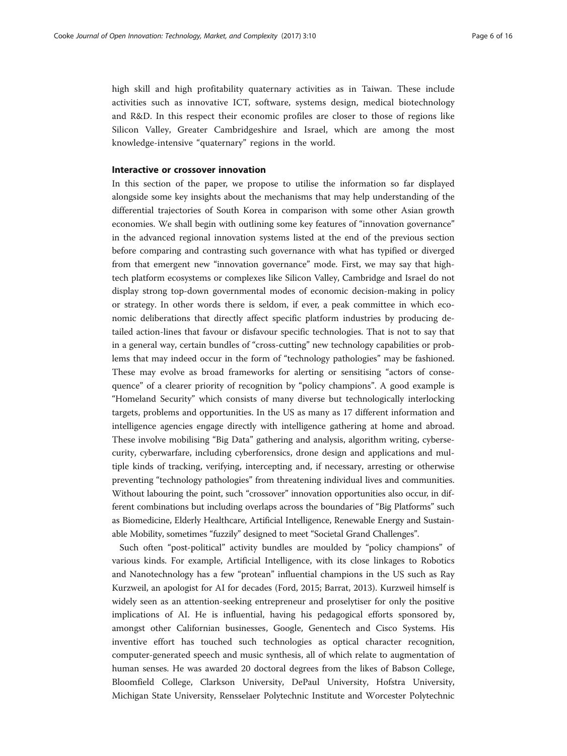high skill and high profitability quaternary activities as in Taiwan. These include activities such as innovative ICT, software, systems design, medical biotechnology and R&D. In this respect their economic profiles are closer to those of regions like Silicon Valley, Greater Cambridgeshire and Israel, which are among the most knowledge-intensive "quaternary" regions in the world.

### Interactive or crossover innovation

In this section of the paper, we propose to utilise the information so far displayed alongside some key insights about the mechanisms that may help understanding of the differential trajectories of South Korea in comparison with some other Asian growth economies. We shall begin with outlining some key features of "innovation governance" in the advanced regional innovation systems listed at the end of the previous section before comparing and contrasting such governance with what has typified or diverged from that emergent new "innovation governance" mode. First, we may say that high-tech platform ecosystems or complexes like Silicon Valley, Cambridge and Israel do not display strong top-down governmental modes of economic decision-making in policy or strategy. In other words there is seldom, if ever, a peak committee in which economic deliberations that directly affect specific platform industries by producing detailed action-lines that favour or disfavour specific technologies. That is not to say that in a general way, certain bundles of "cross-cutting" new technology capabilities or problems that may indeed occur in the form of "technology pathologies" may be fashioned. These may evolve as broad frameworks for alerting or sensitising "actors of consequence" of a clearer priority of recognition by "policy champions". A good example is "Homeland Security" which consists of many diverse but technologically interlocking targets, problems and opportunities. In the US as many as 17 different information and intelligence agencies engage directly with intelligence gathering at home and abroad. These involve mobilising "Big Data" gathering and analysis, algorithm writing, cybersecurity, cyberwarfare, including cyberforensics, drone design and applications and multiple kinds of tracking, verifying, intercepting and, if necessary, arresting or otherwise preventing "technology pathologies" from threatening individual lives and communities. Without labouring the point, such "crossover" innovation opportunities also occur, in different combinations but including overlaps across the boundaries of "Big Platforms" such as Biomedicine, Elderly Healthcare, Artificial Intelligence, Renewable Energy and Sustainable Mobility, sometimes "fuzzily" designed to meet "Societal Grand Challenges".

Such often "post-political" activity bundles are moulded by "policy champions" of various kinds. For example, Artificial Intelligence, with its close linkages to Robotics and Nanotechnology has a few "protean" influential champions in the US such as Ray Kurzweil, an apologist for AI for decades (Ford, 2015; Barrat, 2013). Kurzweil himself is widely seen as an attention-seeking entrepreneur and proselytiser for only the positive implications of AI. He is influential, having his pedagogical efforts sponsored by, amongst other Californian businesses, Google, Genentech and Cisco Systems. His inventive effort has touched such technologies as optical character recognition, computer-generated speech and music synthesis, all of which relate to augmentation of human senses. He was awarded 20 doctoral degrees from the likes of Babson College, Bloomfield College, Clarkson University, DePaul University, Hofstra University, Michigan State University, Rensselaer Polytechnic Institute and Worcester Polytechnic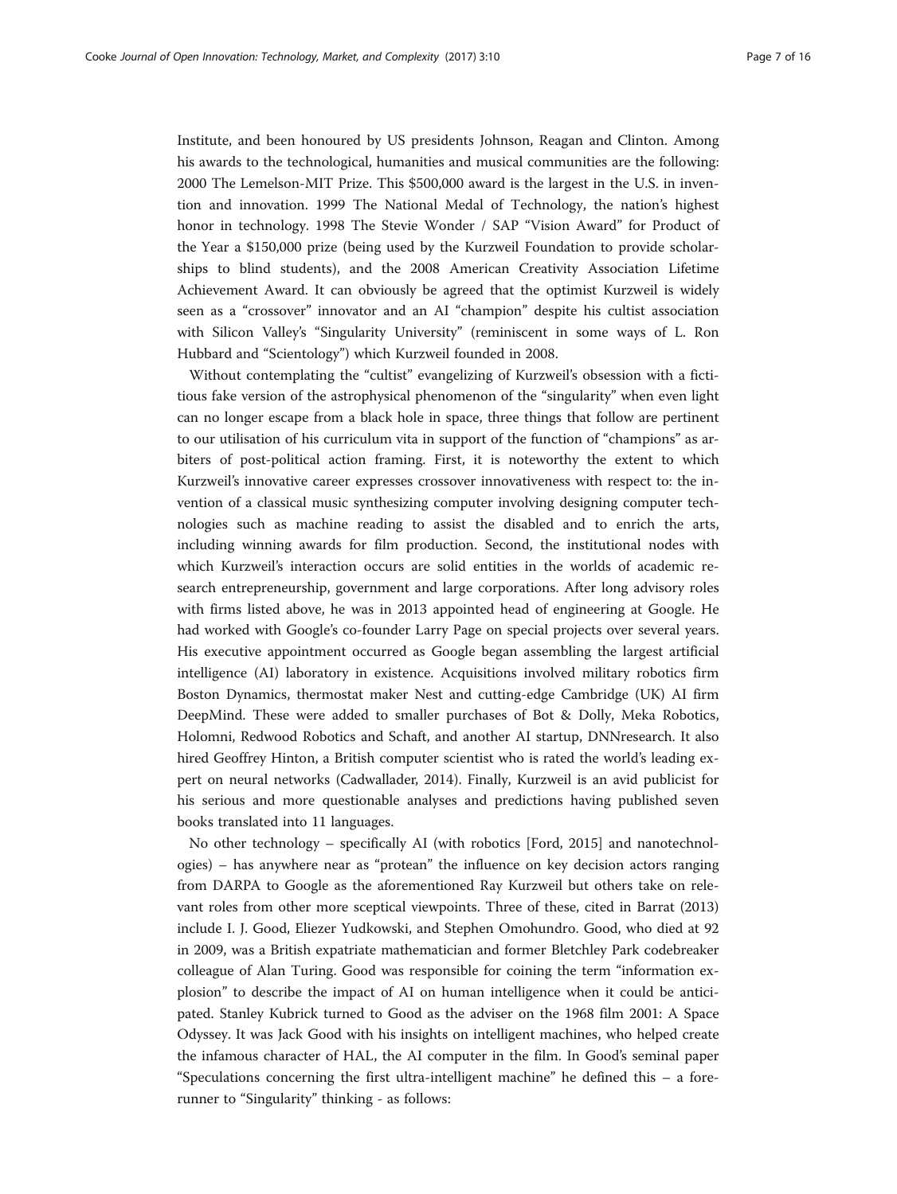Institute, and been honoured by US presidents Johnson, Reagan and Clinton. Among his awards to the technological, humanities and musical communities are the following: 2000 The Lemelson-MIT Prize. This $500,000 award is the largest in the U.S. in invention and innovation. 1999 The National Medal of Technology, the nation's highest honor in technology. 1998 The Stevie Wonder / SAP "Vision Award" for Product of the Year a $150,000 prize (being used by the Kurzweil Foundation to provide scholarships to blind students), and the 2008 American Creativity Association Lifetime Achievement Award. It can obviously be agreed that the optimist Kurzweil is widely seen as a "crossover" innovator and an AI "champion" despite his cultist association with Silicon Valley's "Singularity University" (reminiscent in some ways of L. Ron Hubbard and "Scientology") which Kurzweil founded in 2008.

Without contemplating the "cultist" evangelizing of Kurzweil's obsession with a fictitious fake version of the astrophysical phenomenon of the "singularity" when even light can no longer escape from a black hole in space, three things that follow are pertinent to our utilisation of his curriculum vita in support of the function of "champions" as arbiters of post-political action framing. First, it is noteworthy the extent to which Kurzweil's innovative career expresses crossover innovativeness with respect to: the invention of a classical music synthesizing computer involving designing computer technologies such as machine reading to assist the disabled and to enrich the arts, including winning awards for film production. Second, the institutional nodes with which Kurzweil's interaction occurs are solid entities in the worlds of academic research entrepreneurship, government and large corporations. After long advisory roles with firms listed above, he was in 2013 appointed head of engineering at Google. He had worked with Google's co-founder Larry Page on special projects over several years. His executive appointment occurred as Google began assembling the largest artificial intelligence (AI) laboratory in existence. Acquisitions involved military robotics firm Boston Dynamics, thermostat maker Nest and cutting-edge Cambridge (UK) AI firm DeepMind. These were added to smaller purchases of Bot & Dolly, Meka Robotics, Holomni, Redwood Robotics and Schaft, and another AI startup, DNNresearch. It also hired Geoffrey Hinton, a British computer scientist who is rated the world's leading expert on neural networks (Cadwallader, 2014). Finally, Kurzweil is an avid publicist for his serious and more questionable analyses and predictions having published seven books translated into 11 languages.

No other technology – specifically AI (with robotics [Ford, 2015] and nanotechnologies) – has anywhere near as "protean" the influence on key decision actors ranging from DARPA to Google as the aforementioned Ray Kurzweil but others take on relevant roles from other more sceptical viewpoints. Three of these, cited in Barrat (2013) include I. J. Good, Eliezer Yudkowski, and Stephen Omohundro. Good, who died at 92 in 2009, was a British expatriate mathematician and former Bletchley Park codebreaker colleague of Alan Turing. Good was responsible for coining the term "information explosion" to describe the impact of AI on human intelligence when it could be anticipated. Stanley Kubrick turned to Good as the adviser on the 1968 film 2001: A Space Odyssey. It was Jack Good with his insights on intelligent machines, who helped create the infamous character of HAL, the AI computer in the film. In Good's seminal paper "Speculations concerning the first ultra-intelligent machine" he defined this – a forerunner to "Singularity" thinking - as follows: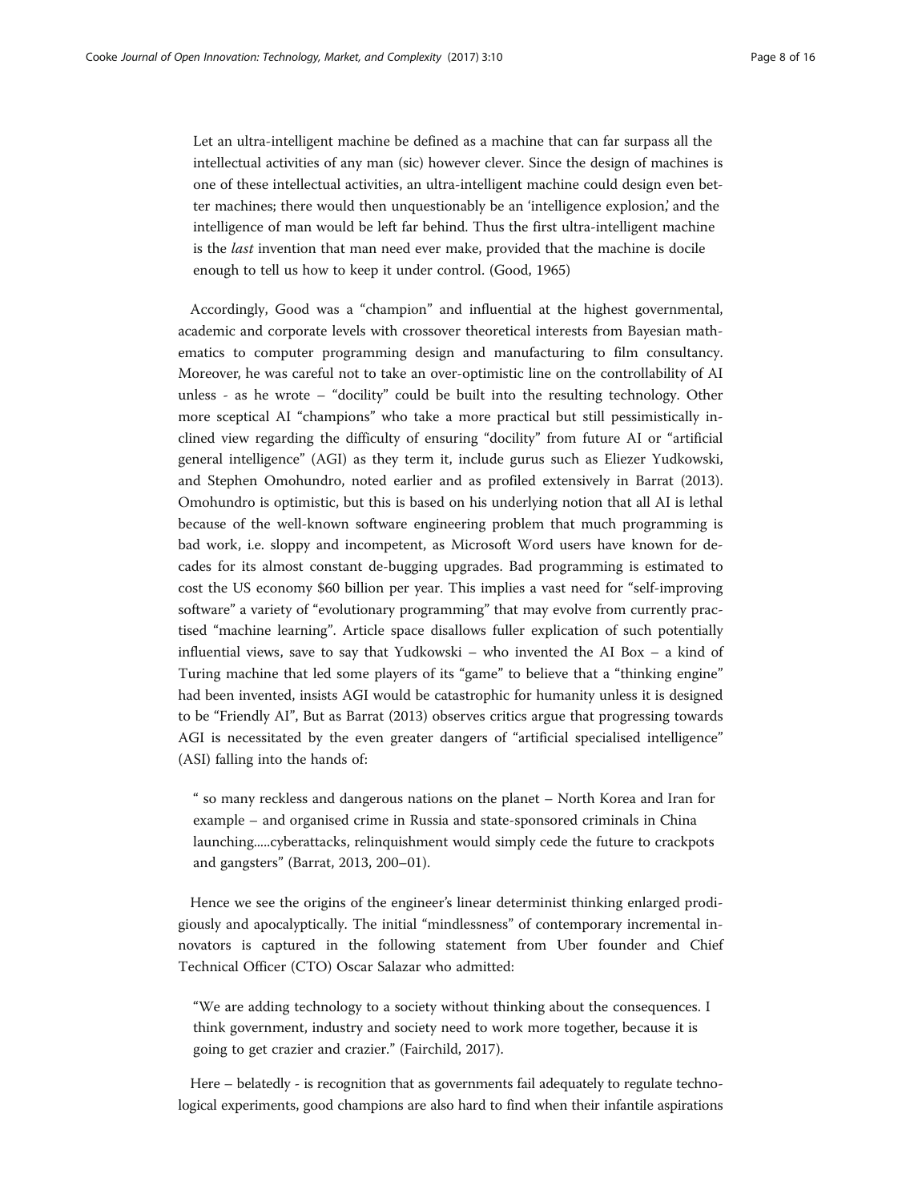> Let an ultra-intelligent machine be defined as a machine that can far surpass all the intellectual activities of any man (sic) however clever. Since the design of machines is one of these intellectual activities, an ultra-intelligent machine could design even better machines; there would then unquestionably be an 'intelligence explosion,' and the intelligence of man would be left far behind. Thus the first ultra-intelligent machine is the *last* invention that man need ever make, provided that the machine is docile enough to tell us how to keep it under control. (Good, 1965)

Accordingly, Good was a "champion" and influential at the highest governmental, academic and corporate levels with crossover theoretical interests from Bayesian mathematics to computer programming design and manufacturing to film consultancy. Moreover, he was careful not to take an over-optimistic line on the controllability of AI unless - as he wrote – "docility" could be built into the resulting technology. Other more sceptical AI "champions" who take a more practical but still pessimistically inclined view regarding the difficulty of ensuring "docility" from future AI or "artificial general intelligence" (AGI) as they term it, include gurus such as Eliezer Yudkowski, and Stephen Omohundro, noted earlier and as profiled extensively in Barrat (2013). Omohundro is optimistic, but this is based on his underlying notion that all AI is lethal because of the well-known software engineering problem that much programming is bad work, i.e. sloppy and incompetent, as Microsoft Word users have known for decades for its almost constant de-bugging upgrades. Bad programming is estimated to cost the US economy $60 billion per year. This implies a vast need for "self-improving software" a variety of "evolutionary programming" that may evolve from currently practised "machine learning". Article space disallows fuller explication of such potentially influential views, save to say that Yudkowski – who invented the AI Box – a kind of Turing machine that led some players of its "game" to believe that a "thinking engine" had been invented, insists AGI would be catastrophic for humanity unless it is designed to be "Friendly AI", But as Barrat (2013) observes critics argue that progressing towards AGI is necessitated by the even greater dangers of "artificial specialised intelligence" (ASI) falling into the hands of:

> " so many reckless and dangerous nations on the planet – North Korea and Iran for example – and organised crime in Russia and state-sponsored criminals in China launching.....cyberattacks, relinquishment would simply cede the future to crackpots and gangsters" (Barrat, 2013, 200–01).

Hence we see the origins of the engineer's linear determinist thinking enlarged prodigiously and apocalyptically. The initial "mindlessness" of contemporary incremental innovators is captured in the following statement from Uber founder and Chief Technical Officer (CTO) Oscar Salazar who admitted:

> "We are adding technology to a society without thinking about the consequences. I think government, industry and society need to work more together, because it is going to get crazier and crazier." (Fairchild, 2017).

Here – belatedly - is recognition that as governments fail adequately to regulate technological experiments, good champions are also hard to find when their infantile aspirations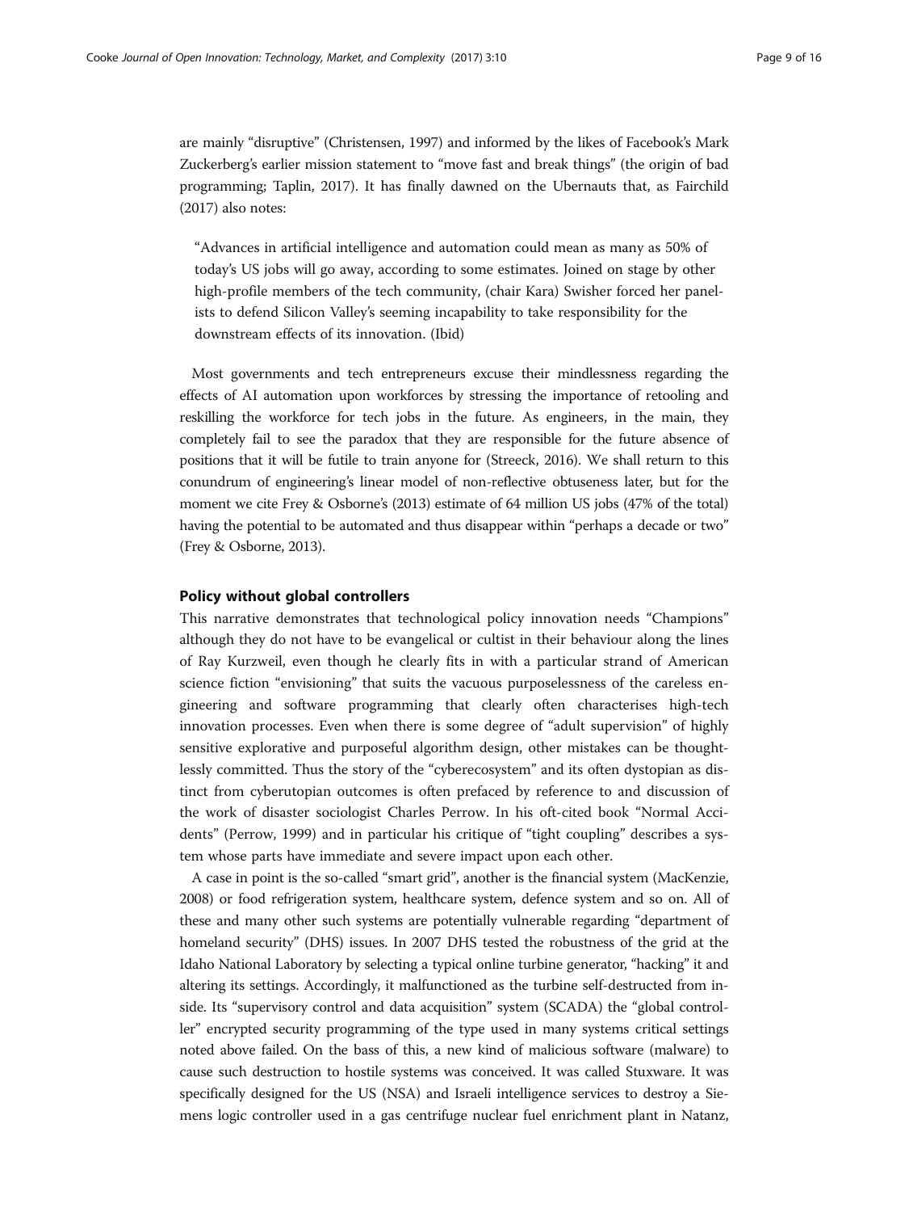are mainly "disruptive" (Christensen, 1997) and informed by the likes of Facebook's Mark Zuckerberg's earlier mission statement to "move fast and break things" (the origin of bad programming; Taplin, 2017). It has finally dawned on the Ubernauts that, as Fairchild (2017) also notes:

> "Advances in artificial intelligence and automation could mean as many as 50% of today's US jobs will go away, according to some estimates. Joined on stage by other high-profile members of the tech community, (chair Kara) Swisher forced her panelists to defend Silicon Valley's seeming incapability to take responsibility for the downstream effects of its innovation. (Ibid)

Most governments and tech entrepreneurs excuse their mindlessness regarding the effects of AI automation upon workforces by stressing the importance of retooling and reskilling the workforce for tech jobs in the future. As engineers, in the main, they completely fail to see the paradox that they are responsible for the future absence of positions that it will be futile to train anyone for (Streeck, 2016). We shall return to this conundrum of engineering's linear model of non-reflective obtuseness later, but for the moment we cite Frey & Osborne's (2013) estimate of 64 million US jobs (47% of the total) having the potential to be automated and thus disappear within "perhaps a decade or two" (Frey & Osborne, 2013).

## Policy without global controllers

This narrative demonstrates that technological policy innovation needs "Champions" although they do not have to be evangelical or cultist in their behaviour along the lines of Ray Kurzweil, even though he clearly fits in with a particular strand of American science fiction "envisioning" that suits the vacuous purposelessness of the careless engineering and software programming that clearly often characterises high-tech innovation processes. Even when there is some degree of "adult supervision" of highly sensitive explorative and purposeful algorithm design, other mistakes can be thoughtlessly committed. Thus the story of the "cyberecosystem" and its often dystopian as distinct from cyberutopian outcomes is often prefaced by reference to and discussion of the work of disaster sociologist Charles Perrow. In his oft-cited book "Normal Accidents" (Perrow, 1999) and in particular his critique of "tight coupling" describes a system whose parts have immediate and severe impact upon each other.

A case in point is the so-called "smart grid", another is the financial system (MacKenzie, 2008) or food refrigeration system, healthcare system, defence system and so on. All of these and many other such systems are potentially vulnerable regarding "department of homeland security" (DHS) issues. In 2007 DHS tested the robustness of the grid at the Idaho National Laboratory by selecting a typical online turbine generator, "hacking" it and altering its settings. Accordingly, it malfunctioned as the turbine self-destructed from inside. Its "supervisory control and data acquisition" system (SCADA) the "global controller" encrypted security programming of the type used in many systems critical settings noted above failed. On the bass of this, a new kind of malicious software (malware) to cause such destruction to hostile systems was conceived. It was called Stuxware. It was specifically designed for the US (NSA) and Israeli intelligence services to destroy a Siemens logic controller used in a gas centrifuge nuclear fuel enrichment plant in Natanz,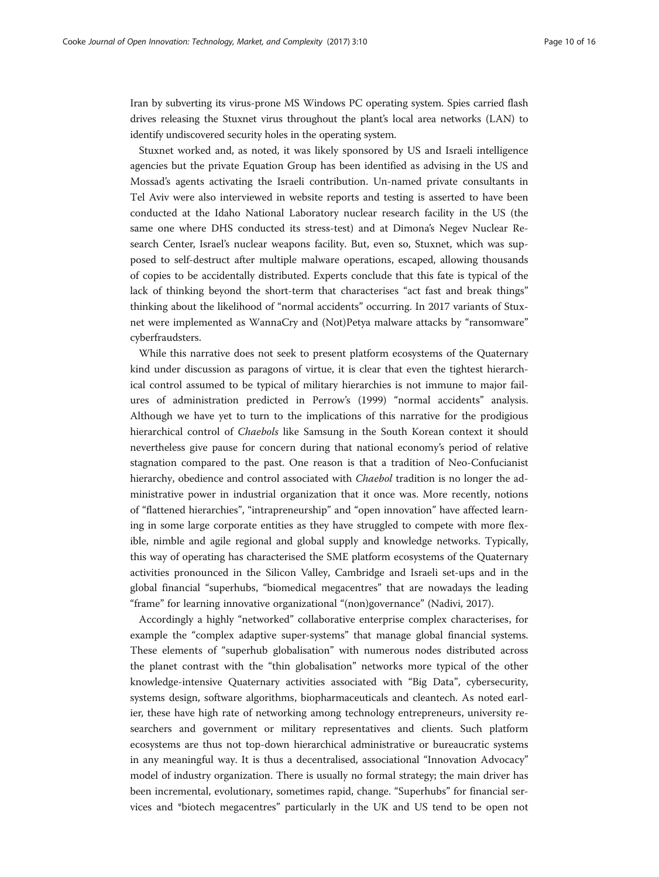Iran by subverting its virus-prone MS Windows PC operating system. Spies carried flash drives releasing the Stuxnet virus throughout the plant's local area networks (LAN) to identify undiscovered security holes in the operating system.

Stuxnet worked and, as noted, it was likely sponsored by US and Israeli intelligence agencies but the private Equation Group has been identified as advising in the US and Mossad's agents activating the Israeli contribution. Un-named private consultants in Tel Aviv were also interviewed in website reports and testing is asserted to have been conducted at the Idaho National Laboratory nuclear research facility in the US (the same one where DHS conducted its stress-test) and at Dimona's Negev Nuclear Research Center, Israel's nuclear weapons facility. But, even so, Stuxnet, which was supposed to self-destruct after multiple malware operations, escaped, allowing thousands of copies to be accidentally distributed. Experts conclude that this fate is typical of the lack of thinking beyond the short-term that characterises "act fast and break things" thinking about the likelihood of "normal accidents" occurring. In 2017 variants of Stuxnet were implemented as WannaCry and (Not)Petya malware attacks by "ransomware" cyberfraudsters.

While this narrative does not seek to present platform ecosystems of the Quaternary kind under discussion as paragons of virtue, it is clear that even the tightest hierarchical control assumed to be typical of military hierarchies is not immune to major failures of administration predicted in Perrow's (1999) "normal accidents" analysis. Although we have yet to turn to the implications of this narrative for the prodigious hierarchical control of *Chaebols* like Samsung in the South Korean context it should nevertheless give pause for concern during that national economy's period of relative stagnation compared to the past. One reason is that a tradition of Neo-Confucianist hierarchy, obedience and control associated with *Chaebol* tradition is no longer the administrative power in industrial organization that it once was. More recently, notions of "flattened hierarchies", "intrapreneurship" and "open innovation" have affected learning in some large corporate entities as they have struggled to compete with more flexible, nimble and agile regional and global supply and knowledge networks. Typically, this way of operating has characterised the SME platform ecosystems of the Quaternary activities pronounced in the Silicon Valley, Cambridge and Israeli set-ups and in the global financial "superhubs, "biomedical megacentres" that are nowadays the leading "frame" for learning innovative organizational "(non)governance" (Nadivi, 2017).

Accordingly a highly "networked" collaborative enterprise complex characterises, for example the "complex adaptive super-systems" that manage global financial systems. These elements of "superhub globalisation" with numerous nodes distributed across the planet contrast with the "thin globalisation" networks more typical of the other knowledge-intensive Quaternary activities associated with "Big Data", cybersecurity, systems design, software algorithms, biopharmaceuticals and cleantech. As noted earlier, these have high rate of networking among technology entrepreneurs, university researchers and government or military representatives and clients. Such platform ecosystems are thus not top-down hierarchical administrative or bureaucratic systems in any meaningful way. It is thus a decentralised, associational "Innovation Advocacy" model of industry organization. There is usually no formal strategy; the main driver has been incremental, evolutionary, sometimes rapid, change. "Superhubs" for financial services and "biotech megacentres" particularly in the UK and US tend to be open not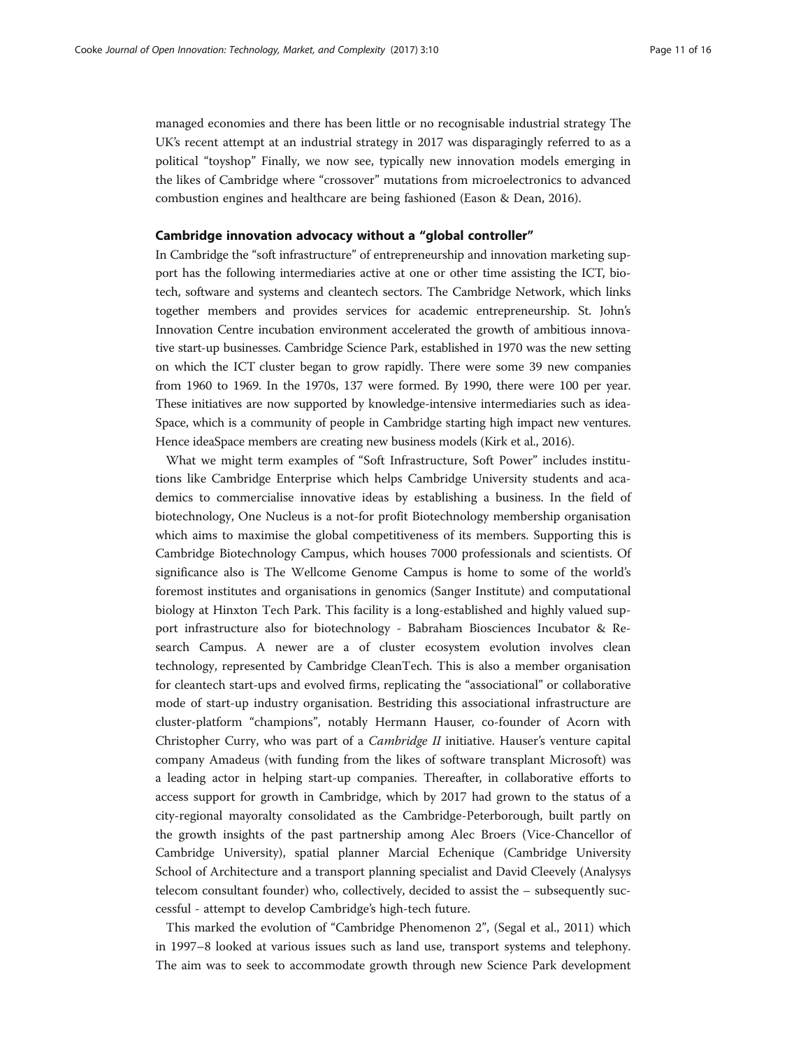managed economies and there has been little or no recognisable industrial strategy The UK's recent attempt at an industrial strategy in 2017 was disparagingly referred to as a political "toyshop" Finally, we now see, typically new innovation models emerging in the likes of Cambridge where "crossover" mutations from microelectronics to advanced combustion engines and healthcare are being fashioned (Eason & Dean, 2016).

## Cambridge innovation advocacy without a "global controller"

In Cambridge the "soft infrastructure" of entrepreneurship and innovation marketing support has the following intermediaries active at one or other time assisting the ICT, biotech, software and systems and cleantech sectors. The Cambridge Network, which links together members and provides services for academic entrepreneurship. St. John's Innovation Centre incubation environment accelerated the growth of ambitious innovative start-up businesses. Cambridge Science Park, established in 1970 was the new setting on which the ICT cluster began to grow rapidly. There were some 39 new companies from 1960 to 1969. In the 1970s, 137 were formed. By 1990, there were 100 per year. These initiatives are now supported by knowledge-intensive intermediaries such as ideaSpace, which is a community of people in Cambridge starting high impact new ventures. Hence ideaSpace members are creating new business models (Kirk et al., 2016).

What we might term examples of "Soft Infrastructure, Soft Power" includes institutions like Cambridge Enterprise which helps Cambridge University students and academics to commercialise innovative ideas by establishing a business. In the field of biotechnology, One Nucleus is a not-for profit Biotechnology membership organisation which aims to maximise the global competitiveness of its members. Supporting this is Cambridge Biotechnology Campus, which houses 7000 professionals and scientists. Of significance also is The Wellcome Genome Campus is home to some of the world's foremost institutes and organisations in genomics (Sanger Institute) and computational biology at Hinxton Tech Park. This facility is a long-established and highly valued support infrastructure also for biotechnology - Babraham Biosciences Incubator & Research Campus. A newer are a of cluster ecosystem evolution involves clean technology, represented by Cambridge CleanTech. This is also a member organisation for cleantech start-ups and evolved firms, replicating the "associational" or collaborative mode of start-up industry organisation. Bestriding this associational infrastructure are cluster-platform "champions", notably Hermann Hauser, co-founder of Acorn with Christopher Curry, who was part of a *Cambridge II* initiative. Hauser's venture capital company Amadeus (with funding from the likes of software transplant Microsoft) was a leading actor in helping start-up companies. Thereafter, in collaborative efforts to access support for growth in Cambridge, which by 2017 had grown to the status of a city-regional mayoralty consolidated as the Cambridge-Peterborough, built partly on the growth insights of the past partnership among Alec Broers (Vice-Chancellor of Cambridge University), spatial planner Marcial Echenique (Cambridge University School of Architecture and a transport planning specialist and David Cleevely (Analysys telecom consultant founder) who, collectively, decided to assist the – subsequently successful - attempt to develop Cambridge's high-tech future.

This marked the evolution of "Cambridge Phenomenon 2", (Segal et al., 2011) which in 1997–8 looked at various issues such as land use, transport systems and telephony. The aim was to seek to accommodate growth through new Science Park development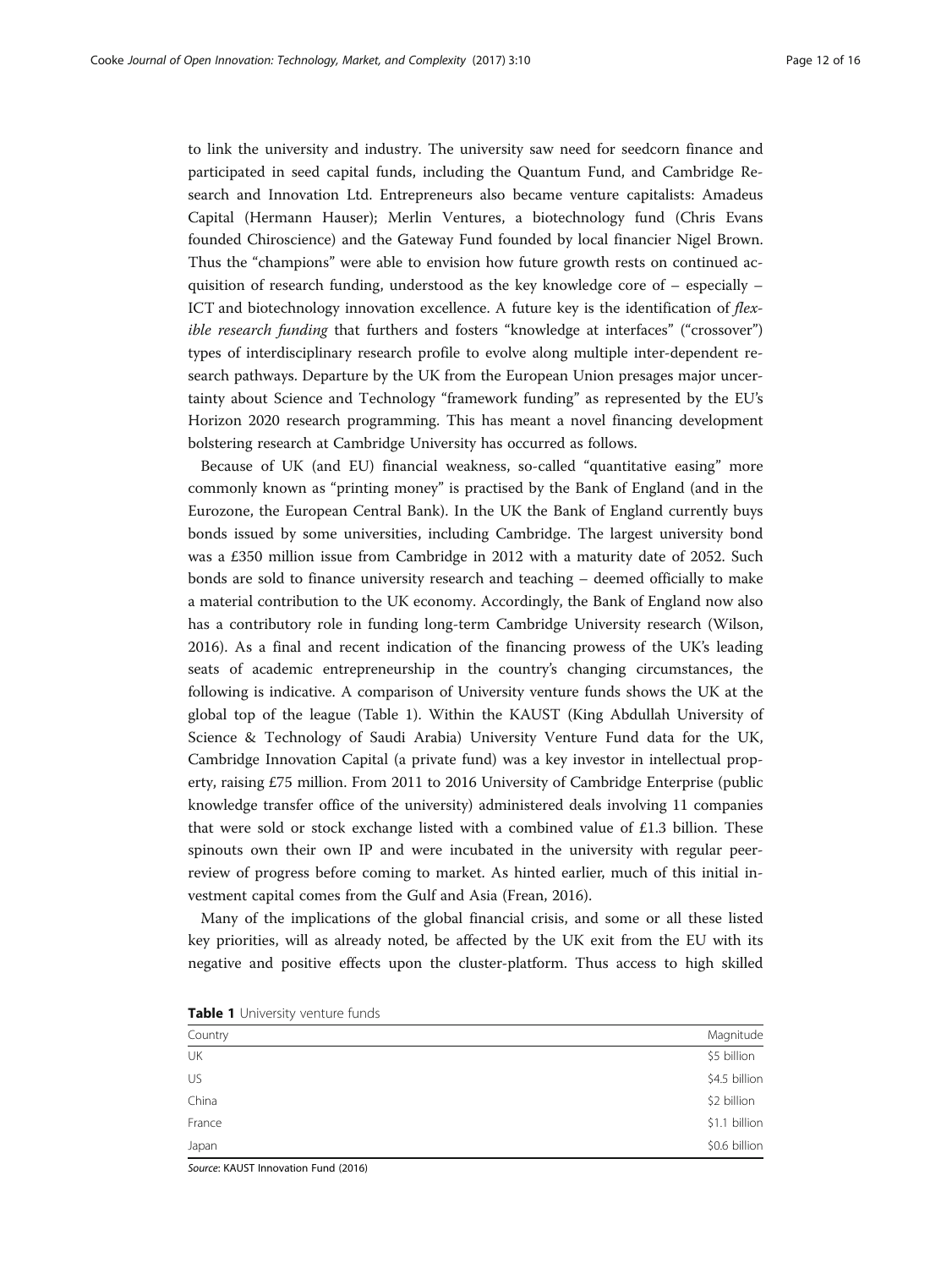to link the university and industry. The university saw need for seedcorn finance and participated in seed capital funds, including the Quantum Fund, and Cambridge Research and Innovation Ltd. Entrepreneurs also became venture capitalists: Amadeus Capital (Hermann Hauser); Merlin Ventures, a biotechnology fund (Chris Evans founded Chiroscience) and the Gateway Fund founded by local financier Nigel Brown. Thus the "champions" were able to envision how future growth rests on continued acquisition of research funding, understood as the key knowledge core of – especially – ICT and biotechnology innovation excellence. A future key is the identification of *flexible research funding* that furthers and fosters "knowledge at interfaces" ("crossover") types of interdisciplinary research profile to evolve along multiple inter-dependent research pathways. Departure by the UK from the European Union presages major uncertainty about Science and Technology "framework funding" as represented by the EU's Horizon 2020 research programming. This has meant a novel financing development bolstering research at Cambridge University has occurred as follows.

Because of UK (and EU) financial weakness, so-called "quantitative easing" more commonly known as "printing money" is practised by the Bank of England (and in the Eurozone, the European Central Bank). In the UK the Bank of England currently buys bonds issued by some universities, including Cambridge. The largest university bond was a £350 million issue from Cambridge in 2012 with a maturity date of 2052. Such bonds are sold to finance university research and teaching – deemed officially to make a material contribution to the UK economy. Accordingly, the Bank of England now also has a contributory role in funding long-term Cambridge University research (Wilson, 2016). As a final and recent indication of the financing prowess of the UK's leading seats of academic entrepreneurship in the country's changing circumstances, the following is indicative. A comparison of University venture funds shows the UK at the global top of the league (Table 1). Within the KAUST (King Abdullah University of Science & Technology of Saudi Arabia) University Venture Fund data for the UK, Cambridge Innovation Capital (a private fund) was a key investor in intellectual property, raising £75 million. From 2011 to 2016 University of Cambridge Enterprise (public knowledge transfer office of the university) administered deals involving 11 companies that were sold or stock exchange listed with a combined value of £1.3 billion. These spinouts own their own IP and were incubated in the university with regular peer-review of progress before coming to market. As hinted earlier, much of this initial investment capital comes from the Gulf and Asia (Frean, 2016).

Many of the implications of the global financial crisis, and some or all these listed key priorities, will as already noted, be affected by the UK exit from the EU with its negative and positive effects upon the cluster-platform. Thus access to high skilled

**Table 1** University venture funds

| Country | Magnitude |
|---|---|
| UK | \$5 billion |
| US | \$4.5 billion |
| China | \$2 billion |
| France | \$1.1 billion |
| Japan | \$0.6 billion |

*Source*: KAUST Innovation Fund (2016)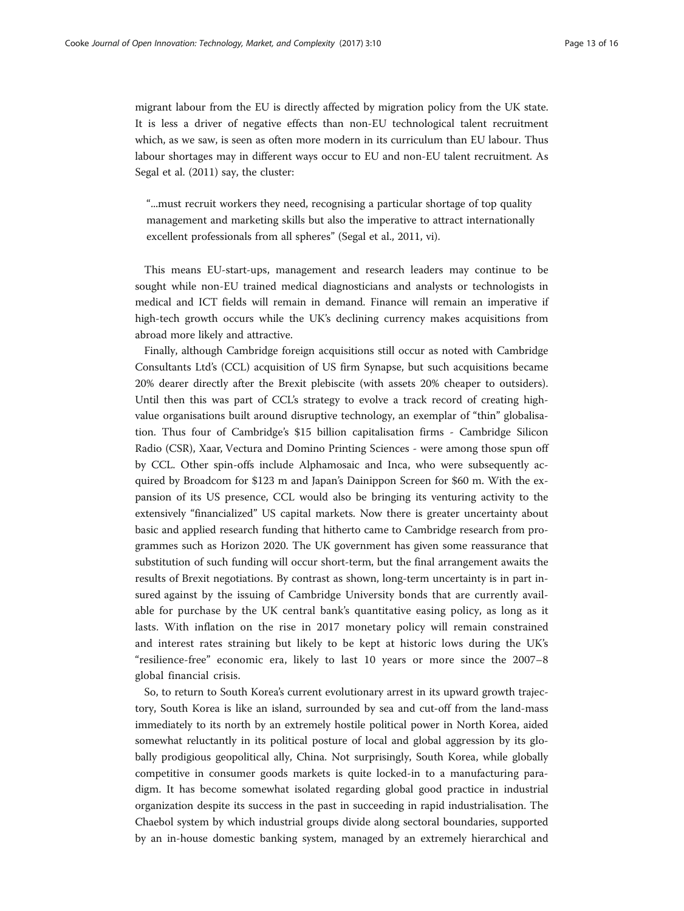migrant labour from the EU is directly affected by migration policy from the UK state. It is less a driver of negative effects than non-EU technological talent recruitment which, as we saw, is seen as often more modern in its curriculum than EU labour. Thus labour shortages may in different ways occur to EU and non-EU talent recruitment. As Segal et al. (2011) say, the cluster:

> "...must recruit workers they need, recognising a particular shortage of top quality management and marketing skills but also the imperative to attract internationally excellent professionals from all spheres" (Segal et al., 2011, vi).

This means EU-start-ups, management and research leaders may continue to be sought while non-EU trained medical diagnosticians and analysts or technologists in medical and ICT fields will remain in demand. Finance will remain an imperative if high-tech growth occurs while the UK's declining currency makes acquisitions from abroad more likely and attractive.

Finally, although Cambridge foreign acquisitions still occur as noted with Cambridge Consultants Ltd's (CCL) acquisition of US firm Synapse, but such acquisitions became 20% dearer directly after the Brexit plebiscite (with assets 20% cheaper to outsiders). Until then this was part of CCL's strategy to evolve a track record of creating high-value organisations built around disruptive technology, an exemplar of "thin" globalisation. Thus four of Cambridge's $15 billion capitalisation firms - Cambridge Silicon Radio (CSR), Xaar, Vectura and Domino Printing Sciences - were among those spun off by CCL. Other spin-offs include Alphamosaic and Inca, who were subsequently acquired by Broadcom for $123 m and Japan's Dainippon Screen for $60 m. With the expansion of its US presence, CCL would also be bringing its venturing activity to the extensively "financialized" US capital markets. Now there is greater uncertainty about basic and applied research funding that hitherto came to Cambridge research from programmes such as Horizon 2020. The UK government has given some reassurance that substitution of such funding will occur short-term, but the final arrangement awaits the results of Brexit negotiations. By contrast as shown, long-term uncertainty is in part insured against by the issuing of Cambridge University bonds that are currently available for purchase by the UK central bank's quantitative easing policy, as long as it lasts. With inflation on the rise in 2017 monetary policy will remain constrained and interest rates straining but likely to be kept at historic lows during the UK's "resilience-free" economic era, likely to last 10 years or more since the 2007–8 global financial crisis.

So, to return to South Korea's current evolutionary arrest in its upward growth trajectory, South Korea is like an island, surrounded by sea and cut-off from the land-mass immediately to its north by an extremely hostile political power in North Korea, aided somewhat reluctantly in its political posture of local and global aggression by its globally prodigious geopolitical ally, China. Not surprisingly, South Korea, while globally competitive in consumer goods markets is quite locked-in to a manufacturing paradigm. It has become somewhat isolated regarding global good practice in industrial organization despite its success in the past in succeeding in rapid industrialisation. The Chaebol system by which industrial groups divide along sectoral boundaries, supported by an in-house domestic banking system, managed by an extremely hierarchical and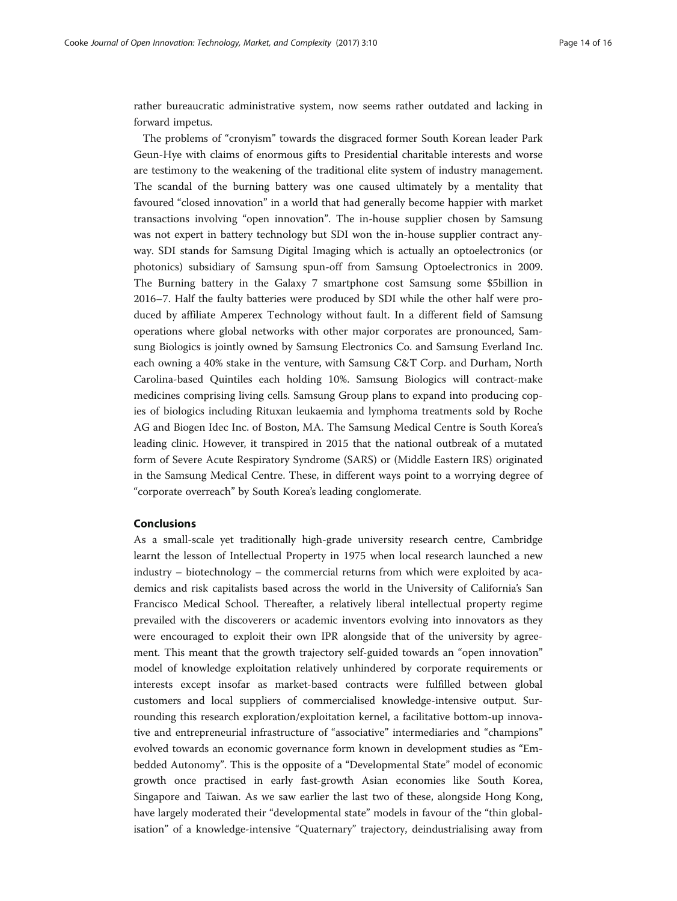rather bureaucratic administrative system, now seems rather outdated and lacking in forward impetus.

The problems of "cronyism" towards the disgraced former South Korean leader Park Geun-Hye with claims of enormous gifts to Presidential charitable interests and worse are testimony to the weakening of the traditional elite system of industry management. The scandal of the burning battery was one caused ultimately by a mentality that favoured "closed innovation" in a world that had generally become happier with market transactions involving "open innovation". The in-house supplier chosen by Samsung was not expert in battery technology but SDI won the in-house supplier contract anyway. SDI stands for Samsung Digital Imaging which is actually an optoelectronics (or photonics) subsidiary of Samsung spun-off from Samsung Optoelectronics in 2009. The Burning battery in the Galaxy 7 smartphone cost Samsung some $5billion in 2016–7. Half the faulty batteries were produced by SDI while the other half were produced by affiliate Amperex Technology without fault. In a different field of Samsung operations where global networks with other major corporates are pronounced, Samsung Biologics is jointly owned by Samsung Electronics Co. and Samsung Everland Inc. each owning a 40% stake in the venture, with Samsung C&T Corp. and Durham, North Carolina-based Quintiles each holding 10%. Samsung Biologics will contract-make medicines comprising living cells. Samsung Group plans to expand into producing copies of biologics including Rituxan leukaemia and lymphoma treatments sold by Roche AG and Biogen Idec Inc. of Boston, MA. The Samsung Medical Centre is South Korea's leading clinic. However, it transpired in 2015 that the national outbreak of a mutated form of Severe Acute Respiratory Syndrome (SARS) or (Middle Eastern IRS) originated in the Samsung Medical Centre. These, in different ways point to a worrying degree of "corporate overreach" by South Korea's leading conglomerate.

## Conclusions

As a small-scale yet traditionally high-grade university research centre, Cambridge learnt the lesson of Intellectual Property in 1975 when local research launched a new industry – biotechnology – the commercial returns from which were exploited by academics and risk capitalists based across the world in the University of California's San Francisco Medical School. Thereafter, a relatively liberal intellectual property regime prevailed with the discoverers or academic inventors evolving into innovators as they were encouraged to exploit their own IPR alongside that of the university by agreement. This meant that the growth trajectory self-guided towards an "open innovation" model of knowledge exploitation relatively unhindered by corporate requirements or interests except insofar as market-based contracts were fulfilled between global customers and local suppliers of commercialised knowledge-intensive output. Surrounding this research exploration/exploitation kernel, a facilitative bottom-up innovative and entrepreneurial infrastructure of "associative" intermediaries and "champions" evolved towards an economic governance form known in development studies as "Embedded Autonomy". This is the opposite of a "Developmental State" model of economic growth once practised in early fast-growth Asian economies like South Korea, Singapore and Taiwan. As we saw earlier the last two of these, alongside Hong Kong, have largely moderated their "developmental state" models in favour of the "thin globalisation" of a knowledge-intensive "Quaternary" trajectory, deindustrialising away from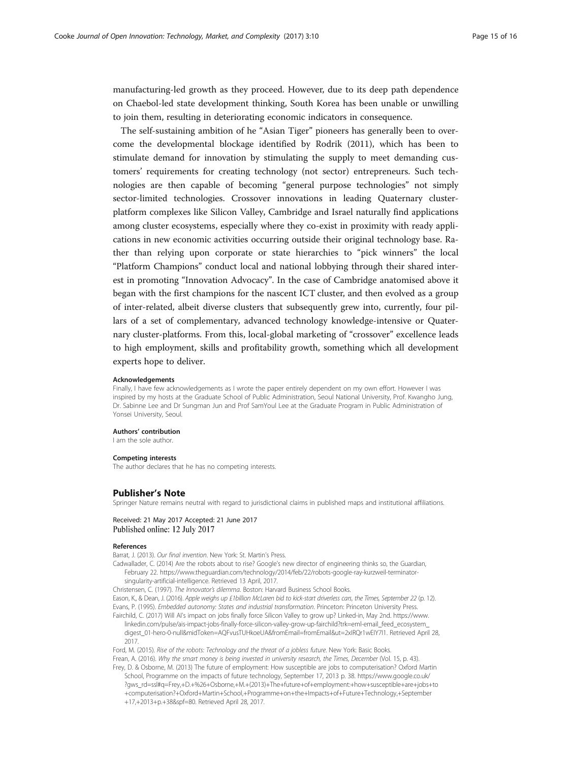manufacturing-led growth as they proceed. However, due to its deep path dependence on Chaebol-led state development thinking, South Korea has been unable or unwilling to join them, resulting in deteriorating economic indicators in consequence.

The self-sustaining ambition of he "Asian Tiger" pioneers has generally been to overcome the developmental blockage identified by Rodrik (2011), which has been to stimulate demand for innovation by stimulating the supply to meet demanding customers' requirements for creating technology (not sector) entrepreneurs. Such technologies are then capable of becoming "general purpose technologies" not simply sector-limited technologies. Crossover innovations in leading Quaternary cluster-platform complexes like Silicon Valley, Cambridge and Israel naturally find applications among cluster ecosystems, especially where they co-exist in proximity with ready applications in new economic activities occurring outside their original technology base. Rather than relying upon corporate or state hierarchies to "pick winners" the local "Platform Champions" conduct local and national lobbying through their shared interest in promoting "Innovation Advocacy". In the case of Cambridge anatomised above it began with the first champions for the nascent ICT cluster, and then evolved as a group of inter-related, albeit diverse clusters that subsequently grew into, currently, four pillars of a set of complementary, advanced technology knowledge-intensive or Quaternary cluster-platforms. From this, local-global marketing of "crossover" excellence leads to high employment, skills and profitability growth, something which all development experts hope to deliver.

#### Acknowledgements

Finally, I have few acknowledgements as I wrote the paper entirely dependent on my own effort. However I was inspired by my hosts at the Graduate School of Public Administration, Seoul National University, Prof. Kwangho Jung, Dr. Sabinne Lee and Dr Sungman Jun and Prof SamYoul Lee at the Graduate Program in Public Administration of Yonsei University, Seoul.

#### Authors' contribution

I am the sole author.

#### Competing interests

The author declares that he has no competing interests.

### Publisher's Note

Springer Nature remains neutral with regard to jurisdictional claims in published maps and institutional affiliations.

Received: 21 May 2017 Accepted: 21 June 2017
Published online: 12 July 2017

#### References

Barrat, J. (2013). *Our final invention*. New York: St. Martin's Press.

Cadwallader, C. (2014) Are the robots about to rise? Google's new director of engineering thinks so, the Guardian, February 22. https://www.theguardian.com/technology/2014/feb/22/robots-google-ray-kurzweil-terminator-singularity-artificial-intelligence. Retrieved 13 April, 2017.

Christensen, C. (1997). *The Innovator's dilemma*. Boston: Harvard Business School Books.

Eason, K., & Dean, J. (2016). *Apple weighs up £1billion McLaren bid to kick-start driverless cars, the Times, September 22* (p. 12).

Evans, P. (1995). *Embedded autonomy: States and industrial transformation*. Princeton: Princeton University Press.

Fairchild, C. (2017) Will AI's impact on jobs finally force Silicon Valley to grow up? Linked-in, May 2nd. https://www.linkedin.com/pulse/ais-impact-jobs-finally-force-silicon-valley-grow-up-fairchild?trk=eml-email_feed_ecosystem_digest_01-hero-0-null&midToken=AQFvusTUHkoeUA&fromEmail=fromEmail&ut=2xIRQr1wEIY7I1. Retrieved April 28, 2017.

Ford, M. (2015). *Rise of the robots: Technology and the threat of a jobless future*. New York: Basic Books.

Frean, A. (2016). *Why the smart money is being invested in university research, the Times, December* (Vol. 15, p. 43).

Frey, D. & Osborne, M. (2013) The future of employment: How susceptible are jobs to computerisation? Oxford Martin School, Programme on the impacts of future technology, September 17, 2013 p. 38. https://www.google.co.uk/?gws_rd=ssl#q=Frey,+D.+%26+Osborne,+M.+(2013)+The+future+of+employment:+how+susceptible+are+jobs+to+computerisation?+Oxford+Martin+School,+Programme+on+the+Impacts+of+Future+Technology,+September+17,+2013+p.+38&spf=80. Retrieved April 28, 2017.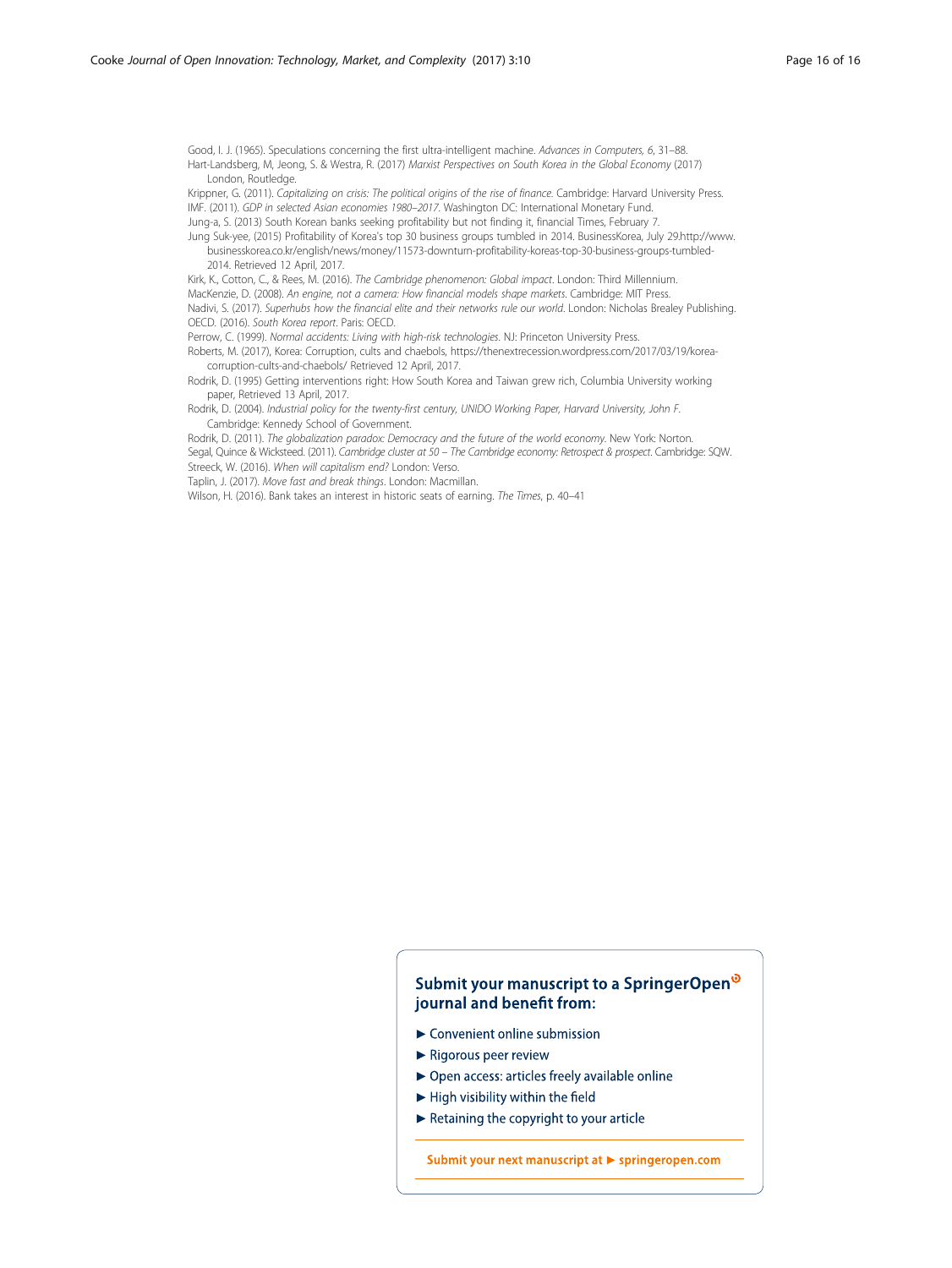Good, I. J. (1965). Speculations concerning the first ultra-intelligent machine. *Advances in Computers, 6*, 31–88.

Hart-Landsberg, M, Jeong, S. & Westra, R. (2017) *Marxist Perspectives on South Korea in the Global Economy* (2017) London, Routledge.

Krippner, G. (2011). *Capitalizing on crisis: The political origins of the rise of finance*. Cambridge: Harvard University Press.

IMF. (2011). *GDP in selected Asian economies 1980–2017*. Washington DC: International Monetary Fund.

Jung-a, S. (2013) South Korean banks seeking profitability but not finding it, financial Times, February 7.

Jung Suk-yee, (2015) Profitability of Korea's top 30 business groups tumbled in 2014. BusinessKorea, July 29.http://www.businesskorea.co.kr/english/news/money/11573-downturn-profitability-koreas-top-30-business-groups-tumbled-2014. Retrieved 12 April, 2017.

Kirk, K., Cotton, C., & Rees, M. (2016). *The Cambridge phenomenon: Global impact*. London: Third Millennium.

MacKenzie, D. (2008). *An engine, not a camera: How financial models shape markets*. Cambridge: MIT Press.

Nadivi, S. (2017). *Superhubs how the financial elite and their networks rule our world*. London: Nicholas Brealey Publishing.

OECD. (2016). *South Korea report*. Paris: OECD.

Perrow, C. (1999). *Normal accidents: Living with high-risk technologies*. NJ: Princeton University Press.

Roberts, M. (2017), Korea: Corruption, cults and chaebols, https://thenextrecession.wordpress.com/2017/03/19/korea-corruption-cults-and-chaebols/ Retrieved 12 April, 2017.

Rodrik, D. (1995) Getting interventions right: How South Korea and Taiwan grew rich, Columbia University working paper, Retrieved 13 April, 2017.

Rodrik, D. (2004). *Industrial policy for the twenty-first century, UNIDO Working Paper, Harvard University, John F.* Cambridge: Kennedy School of Government.

Rodrik, D. (2011). *The globalization paradox: Democracy and the future of the world economy*. New York: Norton.

Segal, Quince & Wicksteed. (2011). *Cambridge cluster at 50 – The Cambridge economy: Retrospect & prospect*. Cambridge: SQW.

Streeck, W. (2016). *When will capitalism end?* London: Verso.

Taplin, J. (2017). *Move fast and break things*. London: Macmillan.

Wilson, H. (2016). Bank takes an interest in historic seats of earning. *The Times*, p. 40–41

**Submit your manuscript to a SpringerOpen journal and benefit from:**

- ► Convenient online submission
- ► Rigorous peer review
- ► Open access: articles freely available online
- ► High visibility within the field
- ► Retaining the copyright to your article

**Submit your next manuscript at ► springeropen.com**